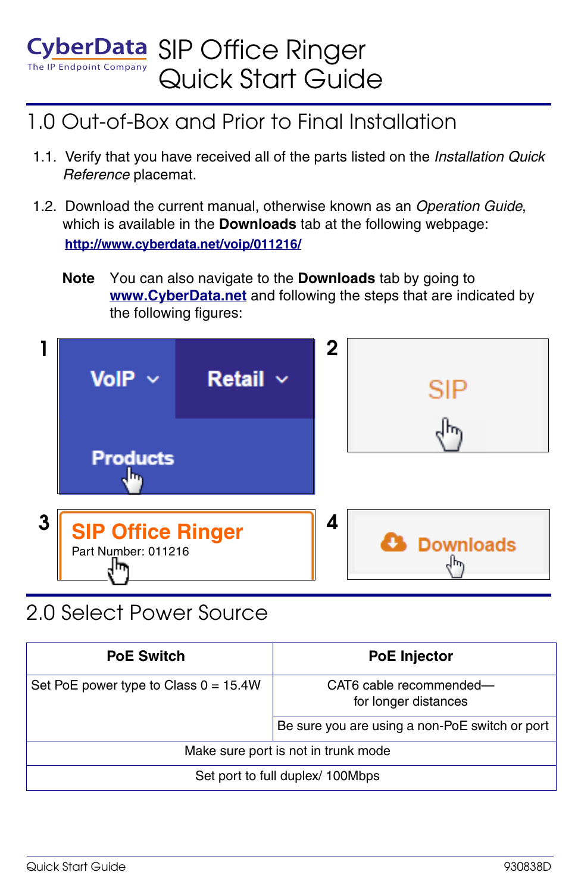# CyberData
The IP Endpoint Company

# SIP Office Ringer Quick Start Guide

## 1.0 Out-of-Box and Prior to Final Installation

1.1. Verify that you have received all of the parts listed on the *Installation Quick Reference* placemat.

1.2. Download the current manual, otherwise known as an *Operation Guide*, which is available in the **Downloads** tab at the following webpage:

**http://www.cyberdata.net/voip/011216/**

**Note** You can also navigate to the **Downloads** tab by going to **www.CyberData.net** and following the steps that are indicated by the following figures:

1. VoIP › Retail › Products
2. SIP
3. SIP Office Ringer — Part Number: 011216
4. Downloads

## 2.0 Select Power Source

| PoE Switch | PoE Injector |
|---|---|
| Set PoE power type to Class 0 = 15.4W | CAT6 cable recommended—for longer distances |
| | Be sure you are using a non-PoE switch or port |
| Make sure port is not in trunk mode | |
| Set port to full duplex/ 100Mbps | |

Quick Start Guide 930838D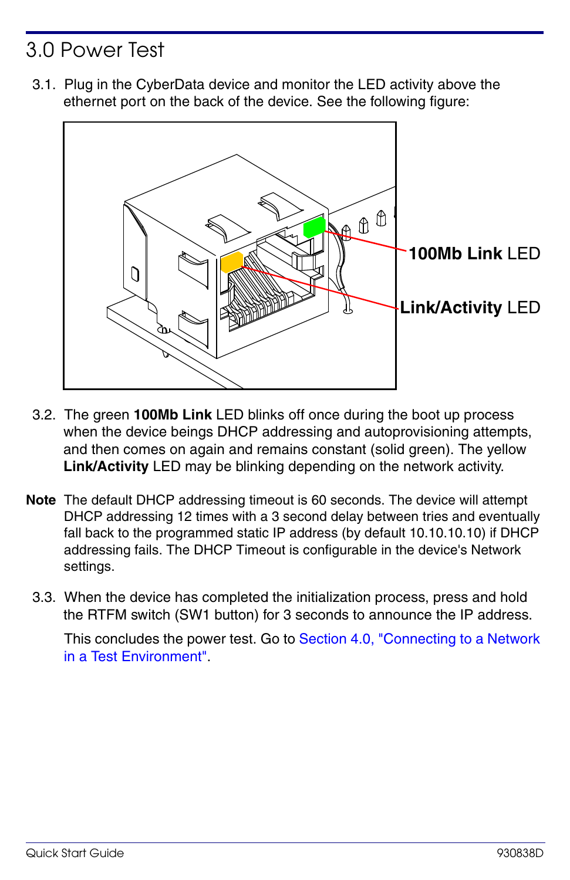# 3.0 Power Test

3.1. Plug in the CyberData device and monitor the LED activity above the ethernet port on the back of the device. See the following figure:

**100Mb Link** LED

**Link/Activity** LED

3.2. The green **100Mb Link** LED blinks off once during the boot up process when the device beings DHCP addressing and autoprovisioning attempts, and then comes on again and remains constant (solid green). The yellow **Link/Activity** LED may be blinking depending on the network activity.

**Note** The default DHCP addressing timeout is 60 seconds. The device will attempt DHCP addressing 12 times with a 3 second delay between tries and eventually fall back to the programmed static IP address (by default 10.10.10.10) if DHCP addressing fails. The DHCP Timeout is configurable in the device's Network settings.

3.3. When the device has completed the initialization process, press and hold the RTFM switch (SW1 button) for 3 seconds to announce the IP address.

This concludes the power test. Go to Section 4.0, "Connecting to a Network in a Test Environment".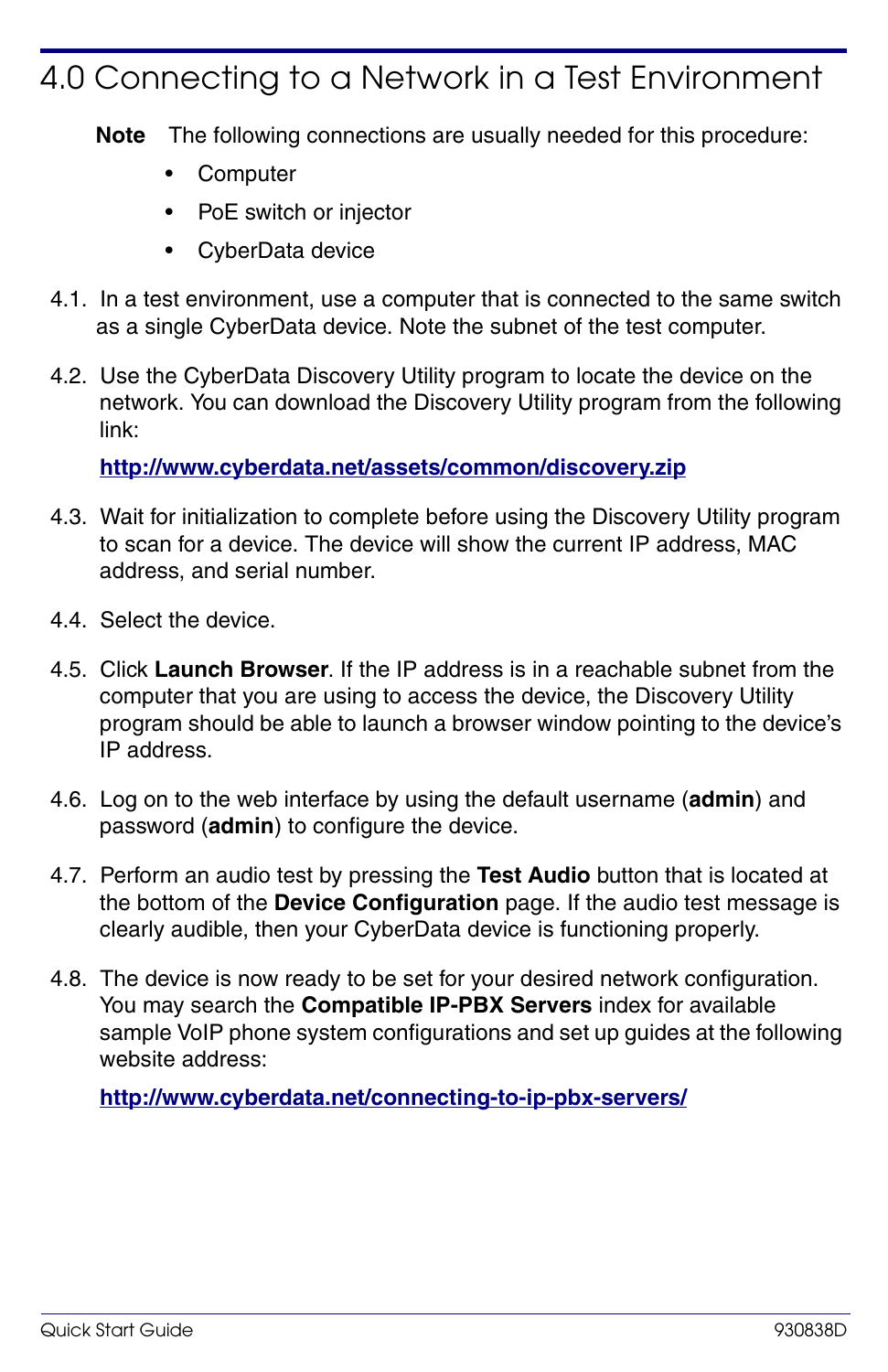# 4.0 Connecting to a Network in a Test Environment

**Note** The following connections are usually needed for this procedure:

- Computer
- PoE switch or injector
- CyberData device

4.1. In a test environment, use a computer that is connected to the same switch as a single CyberData device. Note the subnet of the test computer.

4.2. Use the CyberData Discovery Utility program to locate the device on the network. You can download the Discovery Utility program from the following link:

**http://www.cyberdata.net/assets/common/discovery.zip**

4.3. Wait for initialization to complete before using the Discovery Utility program to scan for a device. The device will show the current IP address, MAC address, and serial number.

4.4. Select the device.

4.5. Click **Launch Browser**. If the IP address is in a reachable subnet from the computer that you are using to access the device, the Discovery Utility program should be able to launch a browser window pointing to the device's IP address.

4.6. Log on to the web interface by using the default username (**admin**) and password (**admin**) to configure the device.

4.7. Perform an audio test by pressing the **Test Audio** button that is located at the bottom of the **Device Configuration** page. If the audio test message is clearly audible, then your CyberData device is functioning properly.

4.8. The device is now ready to be set for your desired network configuration. You may search the **Compatible IP-PBX Servers** index for available sample VoIP phone system configurations and set up guides at the following website address:

**http://www.cyberdata.net/connecting-to-ip-pbx-servers/**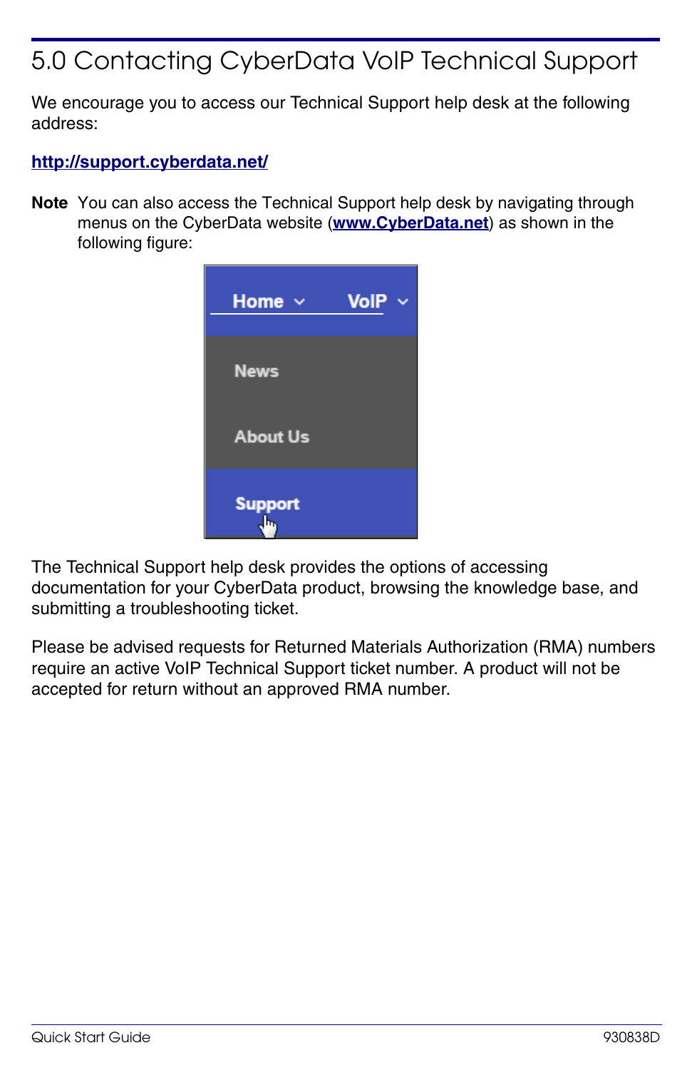# 5.0 Contacting CyberData VoIP Technical Support

We encourage you to access our Technical Support help desk at the following address:

**http://support.cyberdata.net/**

**Note** You can also access the Technical Support help desk by navigating through menus on the CyberData website (**www.CyberData.net**) as shown in the following figure:

Home
VoIP
News
About Us
Support

The Technical Support help desk provides the options of accessing documentation for your CyberData product, browsing the knowledge base, and submitting a troubleshooting ticket.

Please be advised requests for Returned Materials Authorization (RMA) numbers require an active VoIP Technical Support ticket number. A product will not be accepted for return without an approved RMA number.